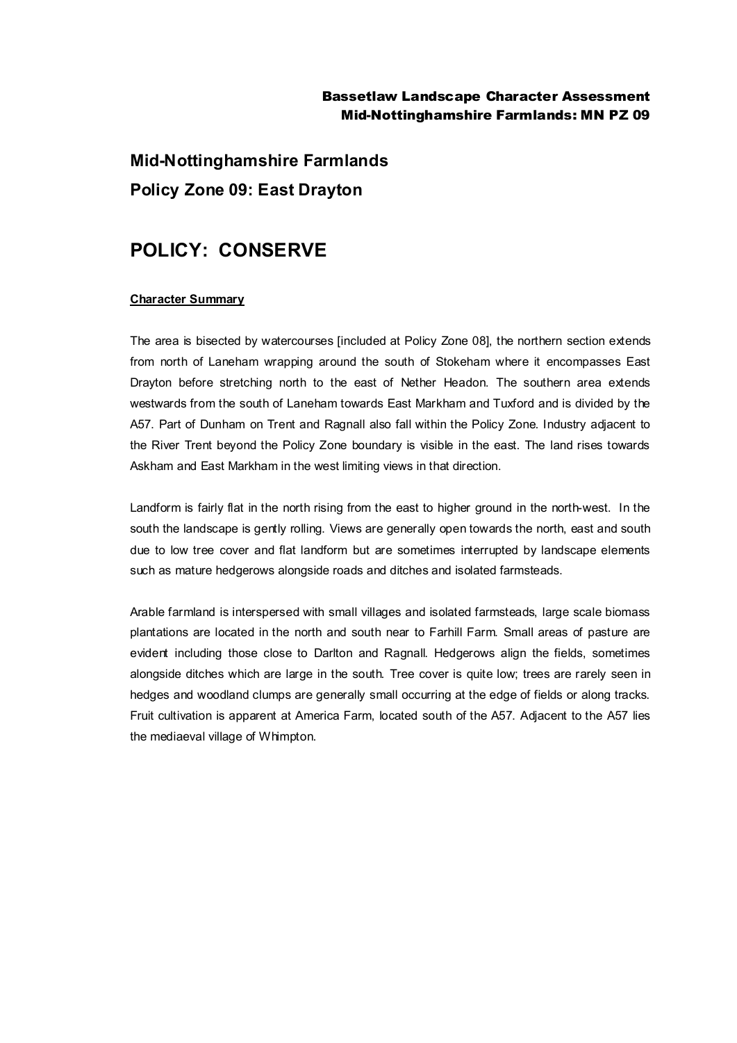# Mid-Nottinghamshire Farmlands

## Policy Zone 09: East Drayton

# POLICY: CONSERVE

**Character Summary**

The area is bisected by watercourses [included at Policy Zone 08], the northern section extends from north of Laneham wrapping around the south of Stokeham where it encompasses East Drayton before stretching north to the east of Nether Headon. The southern area extends westwards from the south of Laneham towards East Markham and Tuxford and is divided by the A57. Part of Dunham on Trent and Ragnall also fall within the Policy Zone. Industry adjacent to the River Trent beyond the Policy Zone boundary is visible in the east. The land rises towards Askham and East Markham in the west limiting views in that direction.

Landform is fairly flat in the north rising from the east to higher ground in the north-west. In the south the landscape is gently rolling. Views are generally open towards the north, east and south due to low tree cover and flat landform but are sometimes interrupted by landscape elements such as mature hedgerows alongside roads and ditches and isolated farmsteads.

Arable farmland is interspersed with small villages and isolated farmsteads, large scale biomass plantations are located in the north and south near to Farhill Farm. Small areas of pasture are evident including those close to Darlton and Ragnall. Hedgerows align the fields, sometimes alongside ditches which are large in the south. Tree cover is quite low; trees are rarely seen in hedges and woodland clumps are generally small occurring at the edge of fields or along tracks. Fruit cultivation is apparent at America Farm, located south of the A57. Adjacent to the A57 lies the mediaeval village of Whimpton.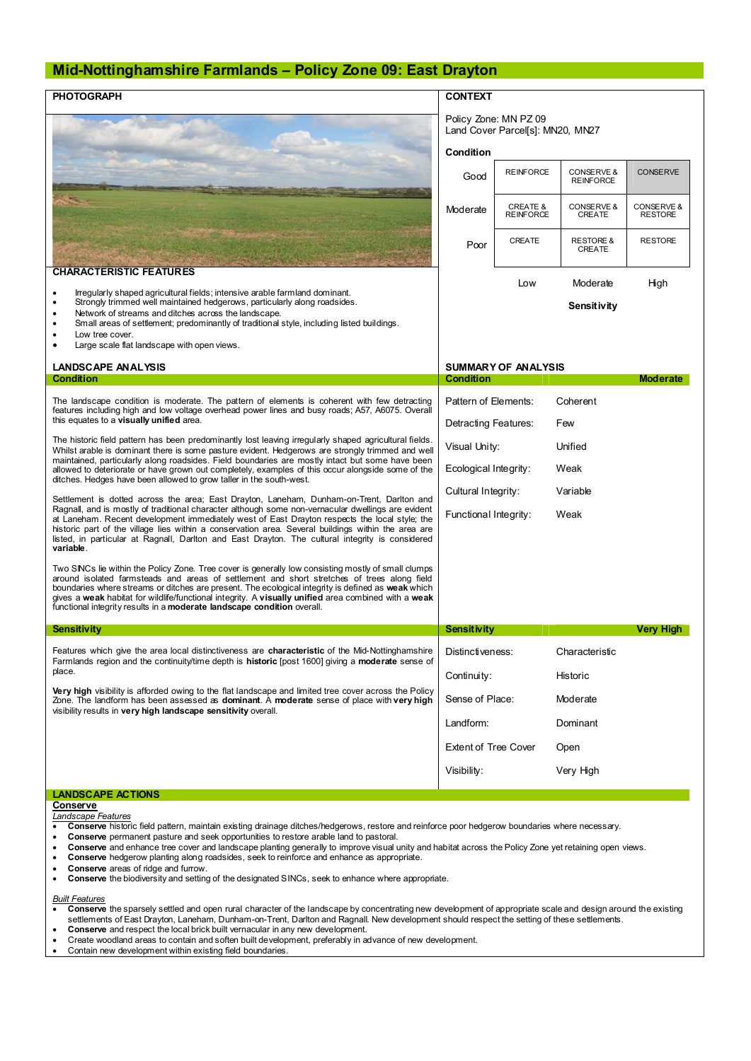# Mid-Nottinghamshire Farmlands – Policy Zone 09: East Drayton

## PHOTOGRAPH

## CHARACTERISTIC FEATURES

- Irregularly shaped agricultural fields; intensive arable farmland dominant.
- Strongly trimmed well maintained hedgerows, particularly along roadsides.
- Network of streams and ditches across the landscape.
- Small areas of settlement; predominantly of traditional style, including listed buildings.
- Low tree cover.
- Large scale flat landscape with open views.

## CONTEXT

Policy Zone: MN PZ 09
Land Cover Parcel[s]: MN20, MN27

**Condition**

| | | | |
|---|---|---|---|
| Good | REINFORCE | CONSERVE & REINFORCE | CONSERVE |
| Moderate | CREATE & REINFORCE | CONSERVE & CREATE | CONSERVE & RESTORE |
| Poor | CREATE | RESTORE & CREATE | RESTORE |
| | Low | Moderate | High |

**Sensitivity**

## LANDSCAPE ANALYSIS

### Condition

The landscape condition is moderate. The pattern of elements is coherent with few detracting features including high and low voltage overhead power lines and busy roads; A57, A6075. Overall this equates to a **visually unified** area.

The historic field pattern has been predominantly lost leaving irregularly shaped agricultural fields. Whilst arable is dominant there is some pasture evident. Hedgerows are strongly trimmed and well maintained, particularly along roadsides. Field boundaries are mostly intact but some have been allowed to deteriorate or have grown out completely, examples of this occur alongside some of the ditches. Hedges have been allowed to grow taller in the south-west.

Settlement is dotted across the area; East Drayton, Laneham, Dunham-on-Trent, Darlton and Ragnall, and is mostly of traditional character although some non-vernacular dwellings are evident at Laneham. Recent development immediately west of East Drayton respects the local style; the historic part of the village lies within a conservation area. Several buildings within the area are listed, in particular at Ragnall, Darlton and East Drayton. The cultural integrity is considered **variable**.

Two SINCs lie within the Policy Zone. Tree cover is generally low consisting mostly of small clumps around isolated farmsteads and areas of settlement and short stretches of trees along field boundaries where streams or ditches are present. The ecological integrity is defined as **weak** which gives a **weak** habitat for wildlife/functional integrity. A **visually unified** area combined with a **weak** functional integrity results in a **moderate landscape condition** overall.

## SUMMARY OF ANALYSIS

| Condition | Moderate |
|---|---|
| Pattern of Elements: | Coherent |
| Detracting Features: | Few |
| Visual Unity: | Unified |
| Ecological Integrity: | Weak |
| Cultural Integrity: | Variable |
| Functional Integrity: | Weak |

### Sensitivity

Features which give the area local distinctiveness are **characteristic** of the Mid-Nottinghamshire Farmlands region and the continuity/time depth is **historic** [post 1600] giving a **moderate** sense of place.

**Very high** visibility is afforded owing to the flat landscape and limited tree cover across the Policy Zone. The landform has been assessed as **dominant**. A **moderate** sense of place with **very high** visibility results in **very high landscape sensitivity** overall.

| Sensitivity | Very High |
|---|---|
| Distinctiveness: | Characteristic |
| Continuity: | Historic |
| Sense of Place: | Moderate |
| Landform: | Dominant |
| Extent of Tree Cover | Open |
| Visibility: | Very High |

## LANDSCAPE ACTIONS

### Conserve

*Landscape Features*

- **Conserve** historic field pattern, maintain existing drainage ditches/hedgerows, restore and reinforce poor hedgerow boundaries where necessary.
- **Conserve** permanent pasture and seek opportunities to restore arable land to pastoral.
- **Conserve** and enhance tree cover and landscape planting generally to improve visual unity and habitat across the Policy Zone yet retaining open views.
- **Conserve** hedgerow planting along roadsides, seek to reinforce and enhance as appropriate.
- **Conserve** areas of ridge and furrow.
- **Conserve** the biodiversity and setting of the designated SINCs, seek to enhance where appropriate.

*Built Features*

- **Conserve** the sparsely settled and open rural character of the landscape by concentrating new development of appropriate scale and design around the existing settlements of East Drayton, Laneham, Dunham-on-Trent, Darlton and Ragnall. New development should respect the setting of these settlements.
- **Conserve** and respect the local brick built vernacular in any new development.
- Create woodland areas to contain and soften built development, preferably in advance of new development.
- Contain new development within existing field boundaries.